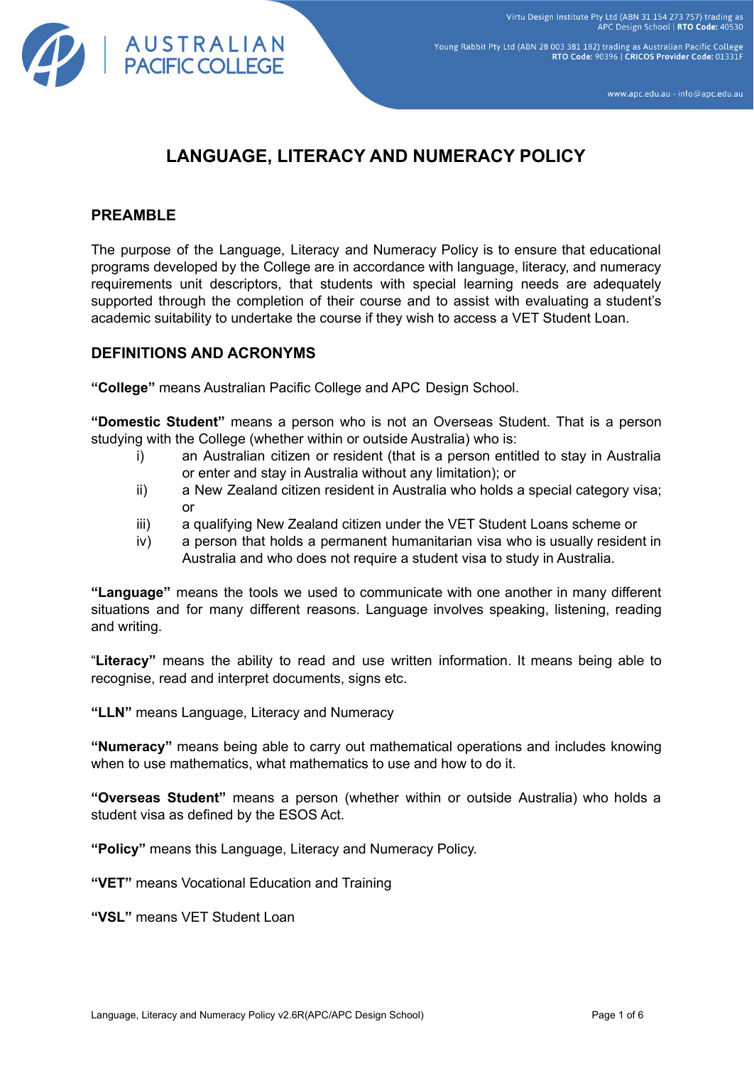# LANGUAGE, LITERACY AND NUMERACY POLICY

## PREAMBLE

The purpose of the Language, Literacy and Numeracy Policy is to ensure that educational programs developed by the College are in accordance with language, literacy, and numeracy requirements unit descriptors, that students with special learning needs are adequately supported through the completion of their course and to assist with evaluating a student's academic suitability to undertake the course if they wish to access a VET Student Loan.

## DEFINITIONS AND ACRONYMS

**"College"** means Australian Pacific College and APC Design School.

**"Domestic Student"** means a person who is not an Overseas Student. That is a person studying with the College (whether within or outside Australia) who is:

- i) an Australian citizen or resident (that is a person entitled to stay in Australia or enter and stay in Australia without any limitation); or
- ii) a New Zealand citizen resident in Australia who holds a special category visa; or
- iii) a qualifying New Zealand citizen under the VET Student Loans scheme or
- iv) a person that holds a permanent humanitarian visa who is usually resident in Australia and who does not require a student visa to study in Australia.

**"Language"** means the tools we used to communicate with one another in many different situations and for many different reasons. Language involves speaking, listening, reading and writing.

"**Literacy"** means the ability to read and use written information. It means being able to recognise, read and interpret documents, signs etc.

**"LLN"** means Language, Literacy and Numeracy

**"Numeracy"** means being able to carry out mathematical operations and includes knowing when to use mathematics, what mathematics to use and how to do it.

**"Overseas Student"** means a person (whether within or outside Australia) who holds a student visa as defined by the ESOS Act.

**"Policy"** means this Language, Literacy and Numeracy Policy.

**"VET"** means Vocational Education and Training

**"VSL"** means VET Student Loan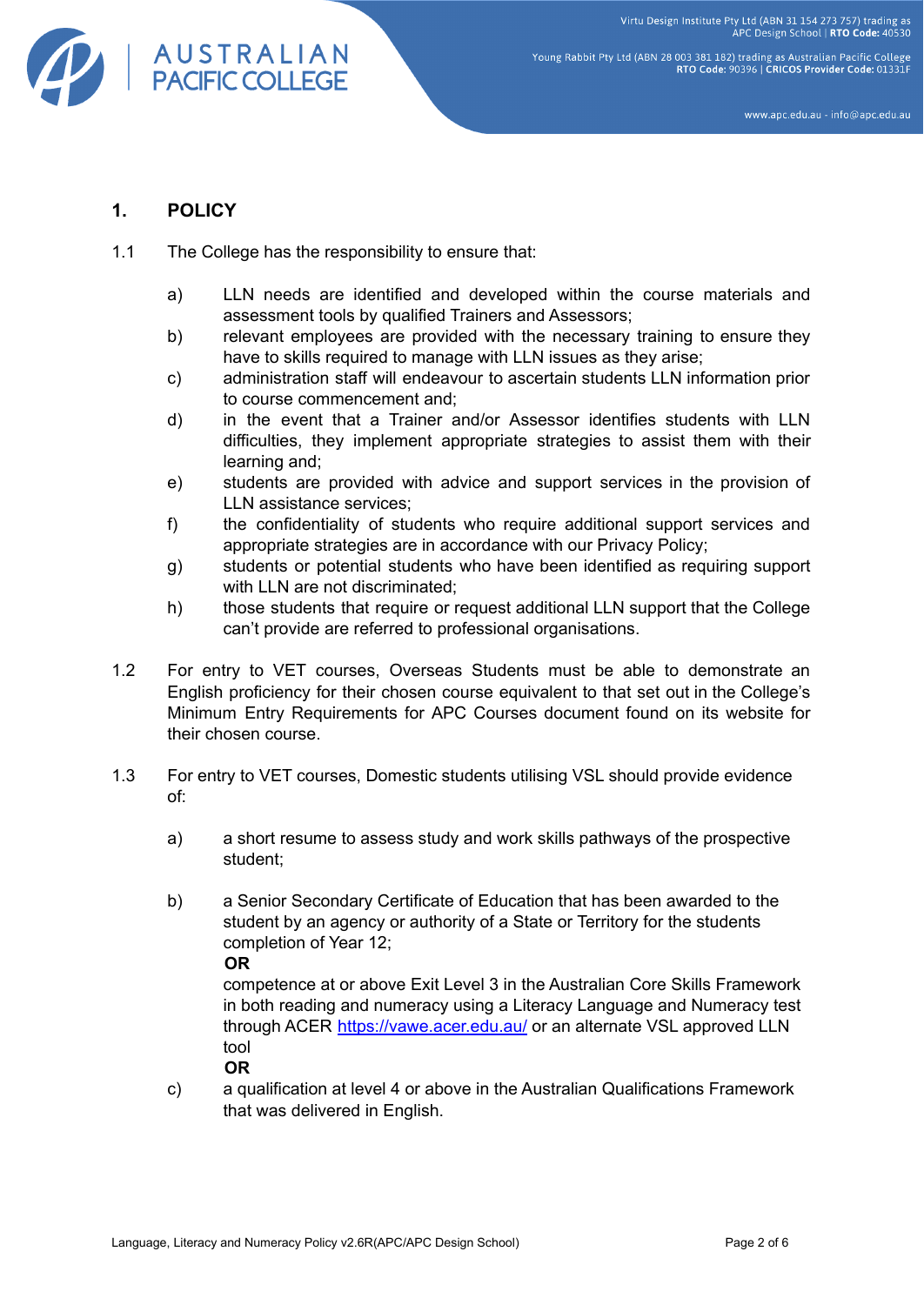## 1. POLICY

1.1 The College has the responsibility to ensure that:

a) LLN needs are identified and developed within the course materials and assessment tools by qualified Trainers and Assessors;

b) relevant employees are provided with the necessary training to ensure they have to skills required to manage with LLN issues as they arise;

c) administration staff will endeavour to ascertain students LLN information prior to course commencement and;

d) in the event that a Trainer and/or Assessor identifies students with LLN difficulties, they implement appropriate strategies to assist them with their learning and;

e) students are provided with advice and support services in the provision of LLN assistance services;

f) the confidentiality of students who require additional support services and appropriate strategies are in accordance with our Privacy Policy;

g) students or potential students who have been identified as requiring support with LLN are not discriminated;

h) those students that require or request additional LLN support that the College can't provide are referred to professional organisations.

1.2 For entry to VET courses, Overseas Students must be able to demonstrate an English proficiency for their chosen course equivalent to that set out in the College's Minimum Entry Requirements for APC Courses document found on its website for their chosen course.

1.3 For entry to VET courses, Domestic students utilising VSL should provide evidence of:

a) a short resume to assess study and work skills pathways of the prospective student;

b) a Senior Secondary Certificate of Education that has been awarded to the student by an agency or authority of a State or Territory for the students completion of Year 12;

**OR**

competence at or above Exit Level 3 in the Australian Core Skills Framework in both reading and numeracy using a Literacy Language and Numeracy test through ACER https://vawe.acer.edu.au/ or an alternate VSL approved LLN tool

**OR**

c) a qualification at level 4 or above in the Australian Qualifications Framework that was delivered in English.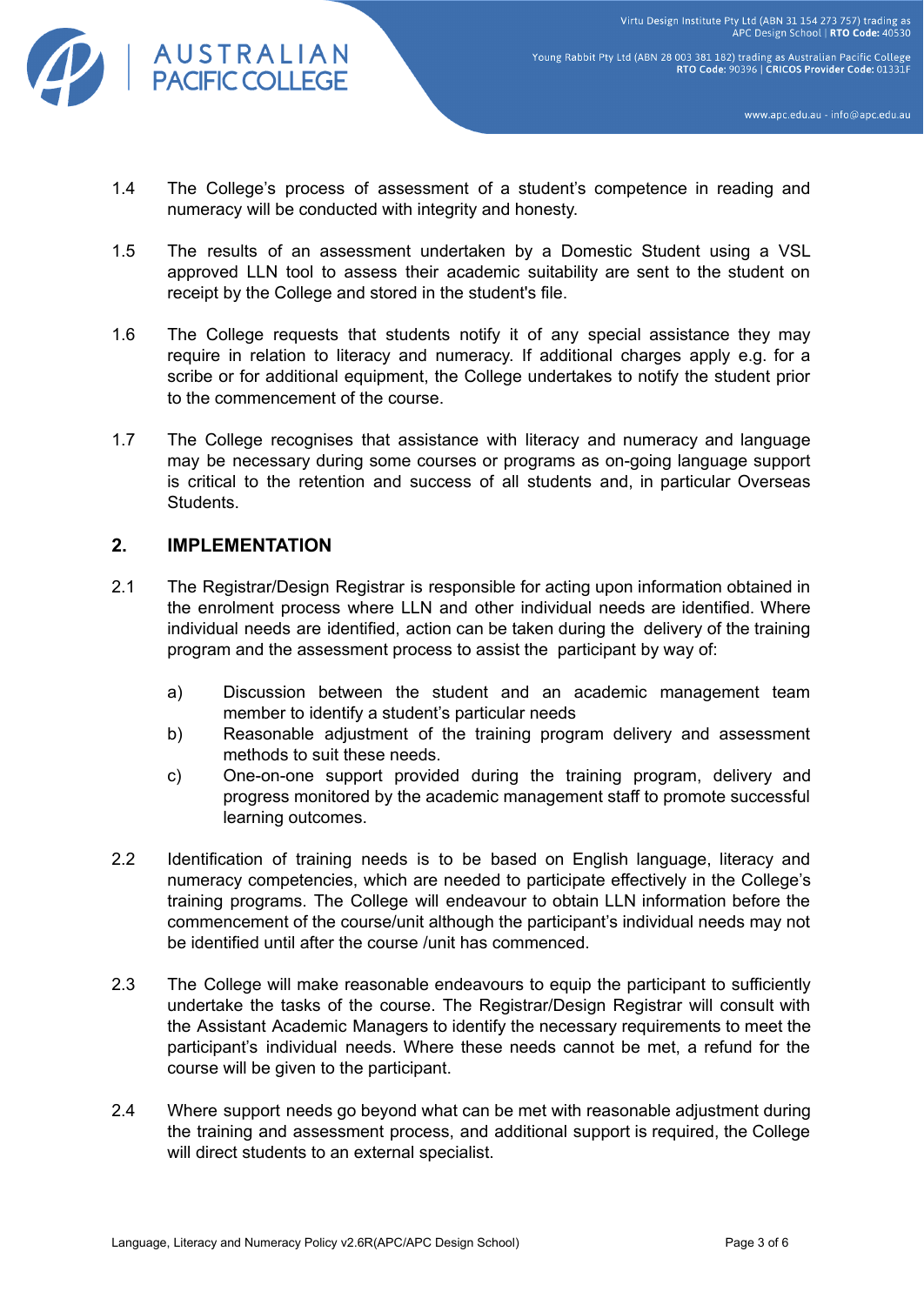1.4 The College's process of assessment of a student's competence in reading and numeracy will be conducted with integrity and honesty.

1.5 The results of an assessment undertaken by a Domestic Student using a VSL approved LLN tool to assess their academic suitability are sent to the student on receipt by the College and stored in the student's file.

1.6 The College requests that students notify it of any special assistance they may require in relation to literacy and numeracy. If additional charges apply e.g. for a scribe or for additional equipment, the College undertakes to notify the student prior to the commencement of the course.

1.7 The College recognises that assistance with literacy and numeracy and language may be necessary during some courses or programs as on-going language support is critical to the retention and success of all students and, in particular Overseas Students.

## 2. IMPLEMENTATION

2.1 The Registrar/Design Registrar is responsible for acting upon information obtained in the enrolment process where LLN and other individual needs are identified. Where individual needs are identified, action can be taken during the delivery of the training program and the assessment process to assist the participant by way of:

a) Discussion between the student and an academic management team member to identify a student's particular needs

b) Reasonable adjustment of the training program delivery and assessment methods to suit these needs.

c) One-on-one support provided during the training program, delivery and progress monitored by the academic management staff to promote successful learning outcomes.

2.2 Identification of training needs is to be based on English language, literacy and numeracy competencies, which are needed to participate effectively in the College's training programs. The College will endeavour to obtain LLN information before the commencement of the course/unit although the participant's individual needs may not be identified until after the course /unit has commenced.

2.3 The College will make reasonable endeavours to equip the participant to sufficiently undertake the tasks of the course. The Registrar/Design Registrar will consult with the Assistant Academic Managers to identify the necessary requirements to meet the participant's individual needs. Where these needs cannot be met, a refund for the course will be given to the participant.

2.4 Where support needs go beyond what can be met with reasonable adjustment during the training and assessment process, and additional support is required, the College will direct students to an external specialist.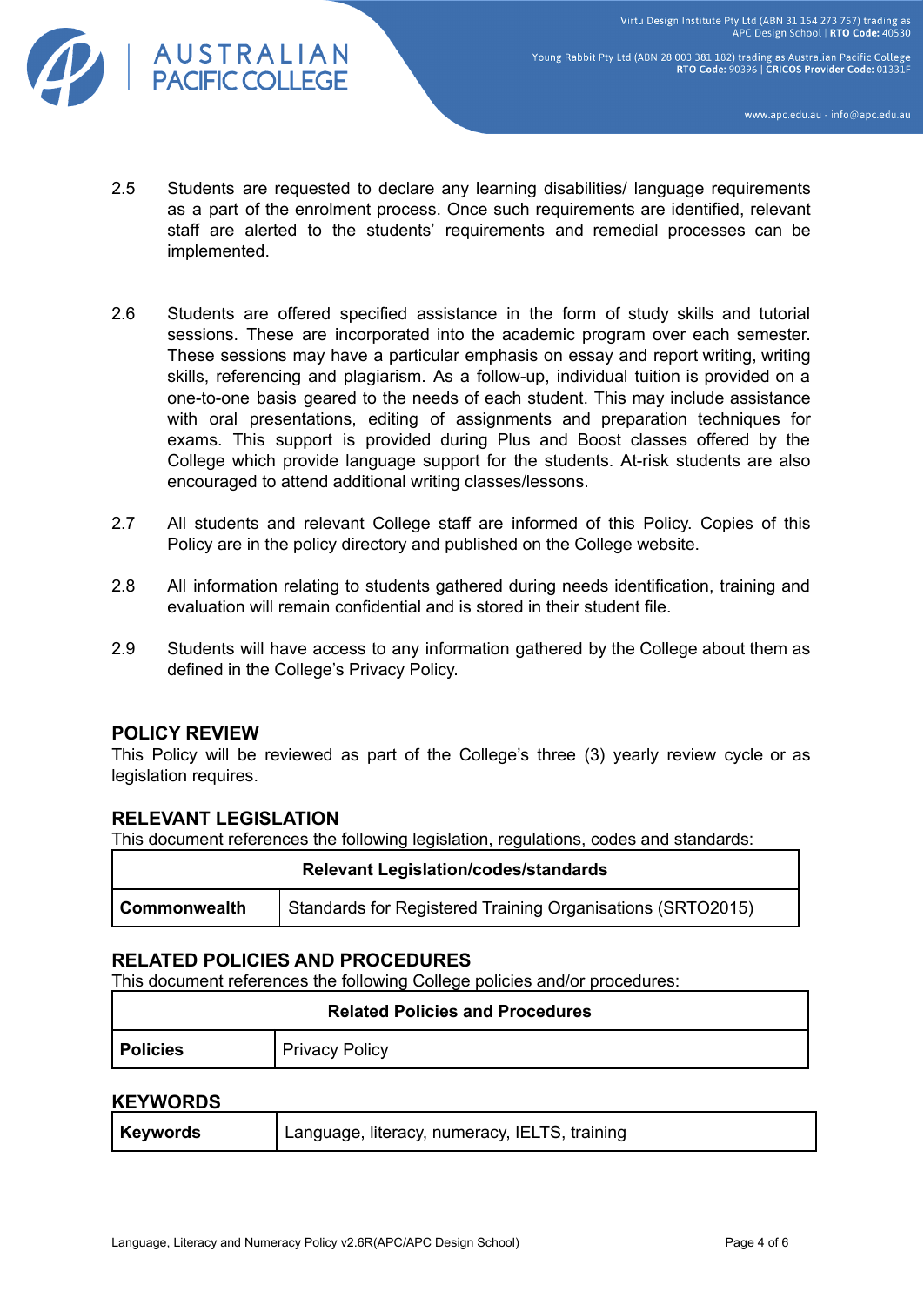2.5 Students are requested to declare any learning disabilities/ language requirements as a part of the enrolment process. Once such requirements are identified, relevant staff are alerted to the students' requirements and remedial processes can be implemented.

2.6 Students are offered specified assistance in the form of study skills and tutorial sessions. These are incorporated into the academic program over each semester. These sessions may have a particular emphasis on essay and report writing, writing skills, referencing and plagiarism. As a follow-up, individual tuition is provided on a one-to-one basis geared to the needs of each student. This may include assistance with oral presentations, editing of assignments and preparation techniques for exams. This support is provided during Plus and Boost classes offered by the College which provide language support for the students. At-risk students are also encouraged to attend additional writing classes/lessons.

2.7 All students and relevant College staff are informed of this Policy. Copies of this Policy are in the policy directory and published on the College website.

2.8 All information relating to students gathered during needs identification, training and evaluation will remain confidential and is stored in their student file.

2.9 Students will have access to any information gathered by the College about them as defined in the College's Privacy Policy.

## POLICY REVIEW

This Policy will be reviewed as part of the College's three (3) yearly review cycle or as legislation requires.

## RELEVANT LEGISLATION

This document references the following legislation, regulations, codes and standards:

| Relevant Legislation/codes/standards | |
|---|---|
| **Commonwealth** | Standards for Registered Training Organisations (SRTO2015) |

## RELATED POLICIES AND PROCEDURES

This document references the following College policies and/or procedures:

| Related Policies and Procedures | |
|---|---|
| **Policies** | Privacy Policy |

## KEYWORDS

| **Keywords** | Language, literacy, numeracy, IELTS, training |
|---|---|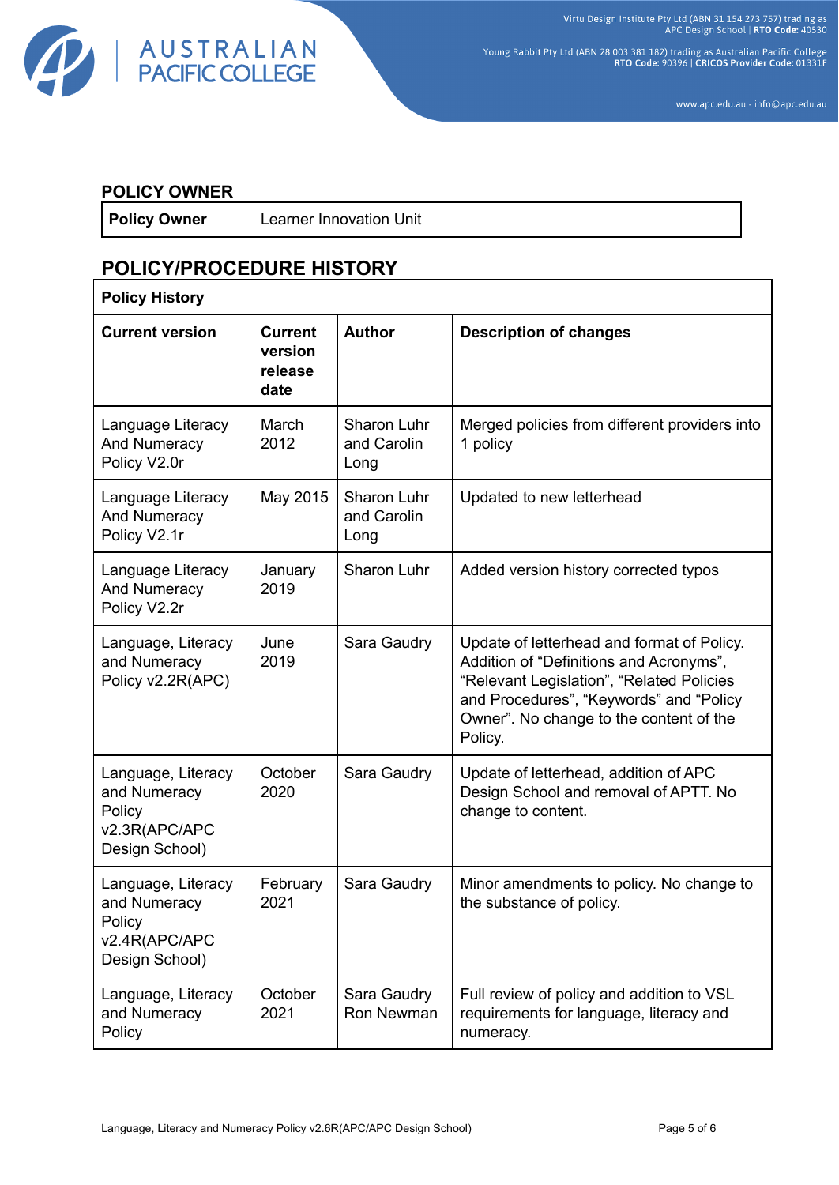## POLICY OWNER

| **Policy Owner** | Learner Innovation Unit |
|---|---|

## POLICY/PROCEDURE HISTORY

| **Policy History** | | | |
|---|---|---|---|
| **Current version** | **Current version release date** | **Author** | **Description of changes** |
| Language Literacy And Numeracy Policy V2.0r | March 2012 | Sharon Luhr and Carolin Long | Merged policies from different providers into 1 policy |
| Language Literacy And Numeracy Policy V2.1r | May 2015 | Sharon Luhr and Carolin Long | Updated to new letterhead |
| Language Literacy And Numeracy Policy V2.2r | January 2019 | Sharon Luhr | Added version history corrected typos |
| Language, Literacy and Numeracy Policy v2.2R(APC) | June 2019 | Sara Gaudry | Update of letterhead and format of Policy. Addition of “Definitions and Acronyms”, “Relevant Legislation”, “Related Policies and Procedures”, “Keywords” and “Policy Owner”. No change to the content of the Policy. |
| Language, Literacy and Numeracy Policy v2.3R(APC/APC Design School) | October 2020 | Sara Gaudry | Update of letterhead, addition of APC Design School and removal of APTT. No change to content. |
| Language, Literacy and Numeracy Policy v2.4R(APC/APC Design School) | February 2021 | Sara Gaudry | Minor amendments to policy. No change to the substance of policy. |
| Language, Literacy and Numeracy Policy | October 2021 | Sara Gaudry Ron Newman | Full review of policy and addition to VSL requirements for language, literacy and numeracy. |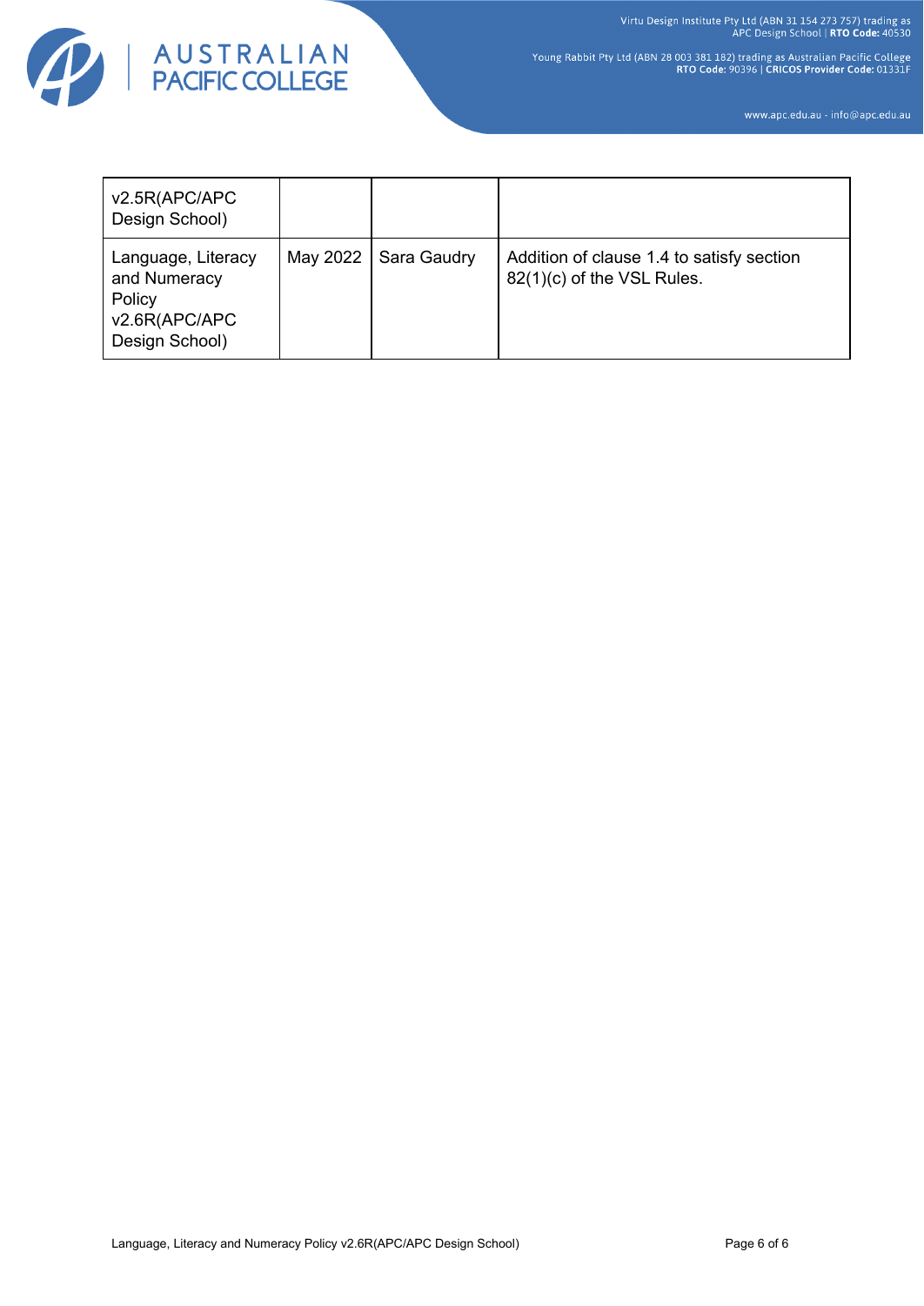| | | | |
|---|---|---|---|
| v2.5R(APC/APC Design School) | | | |
| Language, Literacy and Numeracy Policy v2.6R(APC/APC Design School) | May 2022 | Sara Gaudry | Addition of clause 1.4 to satisfy section 82(1)(c) of the VSL Rules. |